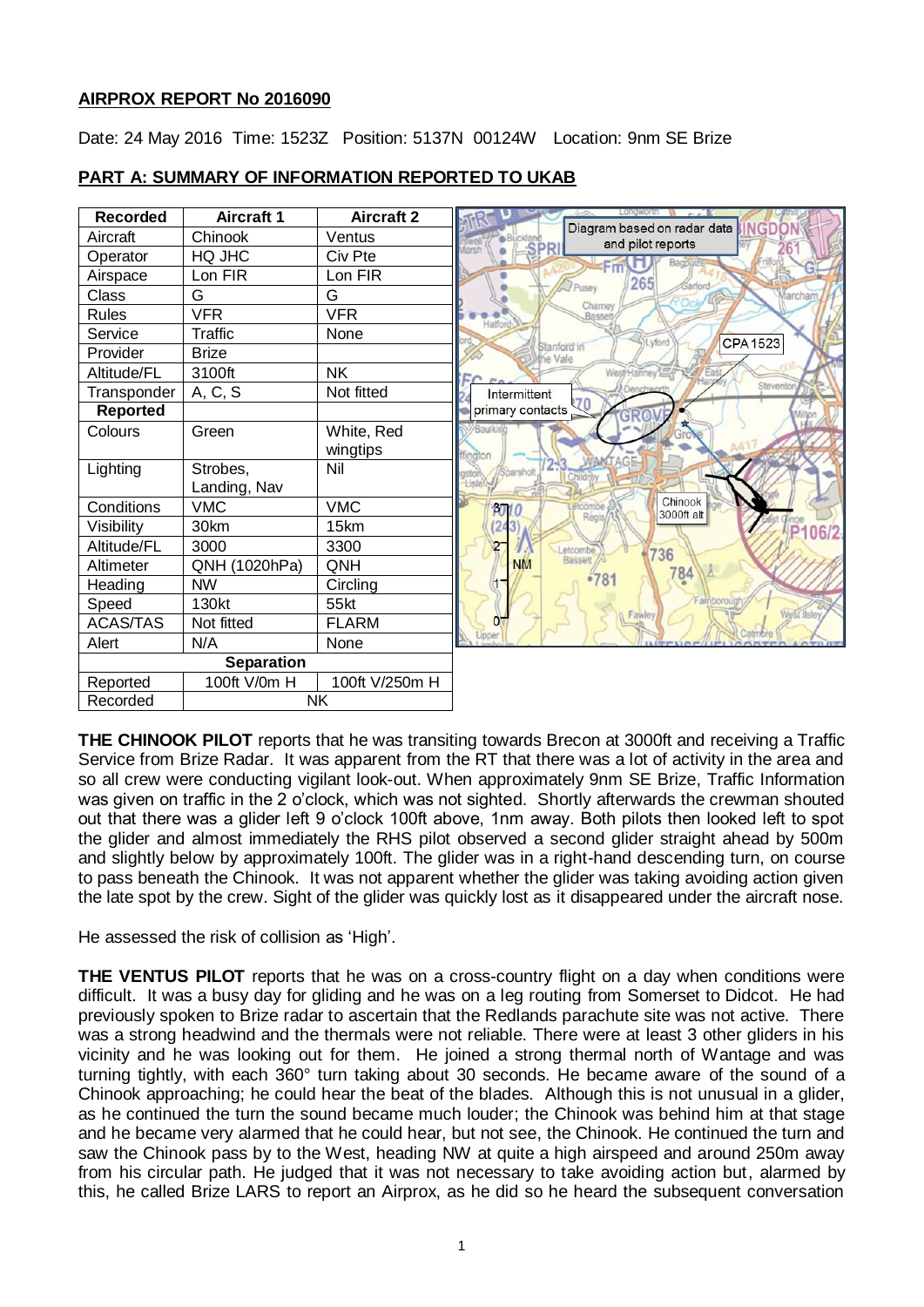**AIRPROX REPORT No 2016090**

Date: 24 May 2016 Time: 1523Z Position: 5137N 00124W Location: 9nm SE Brize

## PART A: SUMMARY OF INFORMATION REPORTED TO UKAB

| Recorded | Aircraft 1 | Aircraft 2 |
|---|---|---|
| Aircraft | Chinook | Ventus |
| Operator | HQ JHC | Civ Pte |
| Airspace | Lon FIR | Lon FIR |
| Class | G | G |
| Rules | VFR | VFR |
| Service | Traffic | None |
| Provider | Brize | |
| Altitude/FL | 3100ft | NK |
| Transponder | A, C, S | Not fitted |
| **Reported** | | |
| Colours | Green | White, Red wingtips |
| Lighting | Strobes, Landing, Nav | Nil |
| Conditions | VMC | VMC |
| Visibility | 30km | 15km |
| Altitude/FL | 3000 | 3300 |
| Altimeter | QNH (1020hPa) | QNH |
| Heading | NW | Circling |
| Speed | 130kt | 55kt |
| ACAS/TAS | Not fitted | FLARM |
| Alert | N/A | None |
| **Separation** | | |
| Reported | 100ft V/0m H | 100ft V/250m H |
| Recorded | NK | |

Diagram based on radar data and pilot reports

**THE CHINOOK PILOT** reports that he was transiting towards Brecon at 3000ft and receiving a Traffic Service from Brize Radar. It was apparent from the RT that there was a lot of activity in the area and so all crew were conducting vigilant look-out. When approximately 9nm SE Brize, Traffic Information was given on traffic in the 2 o'clock, which was not sighted. Shortly afterwards the crewman shouted out that there was a glider left 9 o'clock 100ft above, 1nm away. Both pilots then looked left to spot the glider and almost immediately the RHS pilot observed a second glider straight ahead by 500m and slightly below by approximately 100ft. The glider was in a right-hand descending turn, on course to pass beneath the Chinook. It was not apparent whether the glider was taking avoiding action given the late spot by the crew. Sight of the glider was quickly lost as it disappeared under the aircraft nose.

He assessed the risk of collision as 'High'.

**THE VENTUS PILOT** reports that he was on a cross-country flight on a day when conditions were difficult. It was a busy day for gliding and he was on a leg routing from Somerset to Didcot. He had previously spoken to Brize radar to ascertain that the Redlands parachute site was not active. There was a strong headwind and the thermals were not reliable. There were at least 3 other gliders in his vicinity and he was looking out for them. He joined a strong thermal north of Wantage and was turning tightly, with each 360° turn taking about 30 seconds. He became aware of the sound of a Chinook approaching; he could hear the beat of the blades. Although this is not unusual in a glider, as he continued the turn the sound became much louder; the Chinook was behind him at that stage and he became very alarmed that he could hear, but not see, the Chinook. He continued the turn and saw the Chinook pass by to the West, heading NW at quite a high airspeed and around 250m away from his circular path. He judged that it was not necessary to take avoiding action but, alarmed by this, he called Brize LARS to report an Airprox, as he did so he heard the subsequent conversation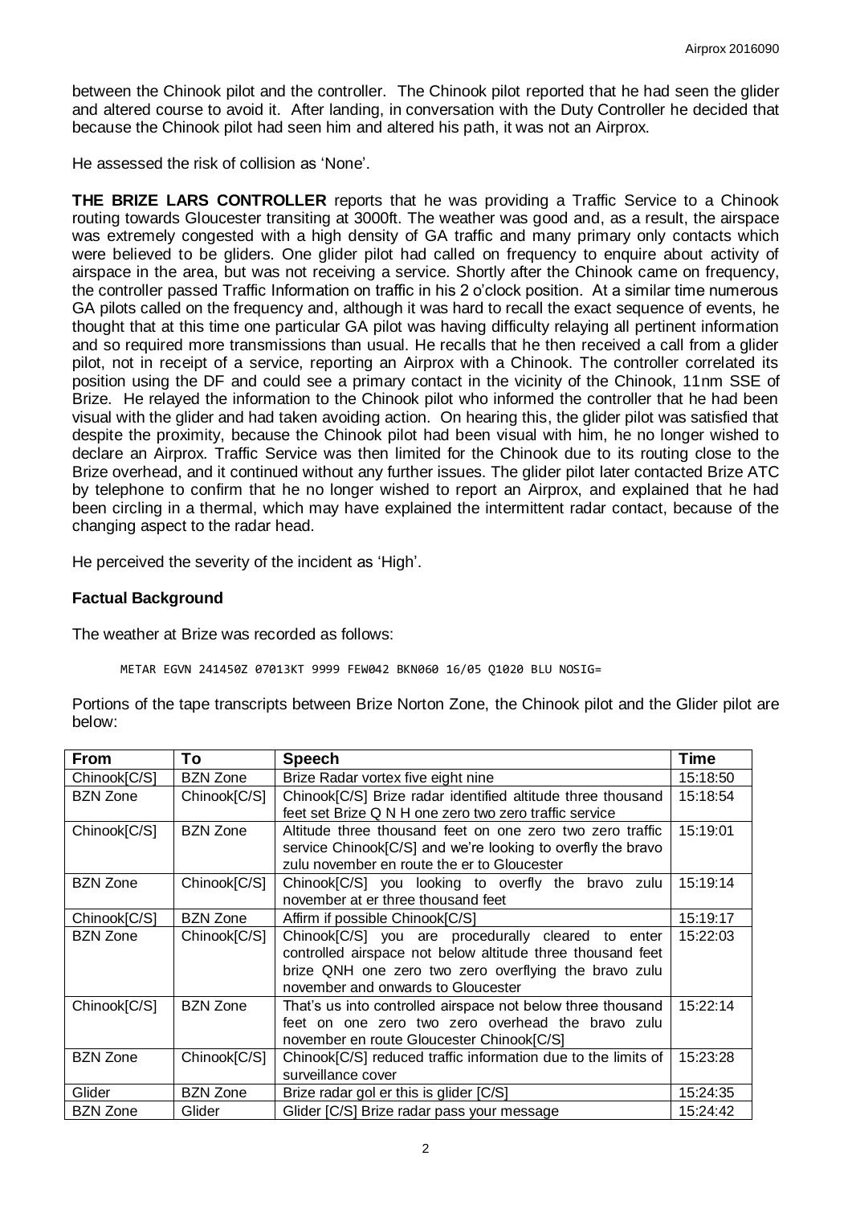between the Chinook pilot and the controller. The Chinook pilot reported that he had seen the glider and altered course to avoid it. After landing, in conversation with the Duty Controller he decided that because the Chinook pilot had seen him and altered his path, it was not an Airprox.

He assessed the risk of collision as 'None'.

**THE BRIZE LARS CONTROLLER** reports that he was providing a Traffic Service to a Chinook routing towards Gloucester transiting at 3000ft. The weather was good and, as a result, the airspace was extremely congested with a high density of GA traffic and many primary only contacts which were believed to be gliders. One glider pilot had called on frequency to enquire about activity of airspace in the area, but was not receiving a service. Shortly after the Chinook came on frequency, the controller passed Traffic Information on traffic in his 2 o'clock position. At a similar time numerous GA pilots called on the frequency and, although it was hard to recall the exact sequence of events, he thought that at this time one particular GA pilot was having difficulty relaying all pertinent information and so required more transmissions than usual. He recalls that he then received a call from a glider pilot, not in receipt of a service, reporting an Airprox with a Chinook. The controller correlated its position using the DF and could see a primary contact in the vicinity of the Chinook, 11nm SSE of Brize. He relayed the information to the Chinook pilot who informed the controller that he had been visual with the glider and had taken avoiding action. On hearing this, the glider pilot was satisfied that despite the proximity, because the Chinook pilot had been visual with him, he no longer wished to declare an Airprox. Traffic Service was then limited for the Chinook due to its routing close to the Brize overhead, and it continued without any further issues. The glider pilot later contacted Brize ATC by telephone to confirm that he no longer wished to report an Airprox, and explained that he had been circling in a thermal, which may have explained the intermittent radar contact, because of the changing aspect to the radar head.

He perceived the severity of the incident as 'High'.

## Factual Background

The weather at Brize was recorded as follows:

```
METAR EGVN 241450Z 07013KT 9999 FEW042 BKN060 16/05 Q1020 BLU NOSIG=
```

Portions of the tape transcripts between Brize Norton Zone, the Chinook pilot and the Glider pilot are below:

| From | To | Speech | Time |
|---|---|---|---|
| Chinook[C/S] | BZN Zone | Brize Radar vortex five eight nine | 15:18:50 |
| BZN Zone | Chinook[C/S] | Chinook[C/S] Brize radar identified altitude three thousand feet set Brize Q N H one zero two zero traffic service | 15:18:54 |
| Chinook[C/S] | BZN Zone | Altitude three thousand feet on one zero two zero traffic service Chinook[C/S] and we're looking to overfly the bravo zulu november en route the er to Gloucester | 15:19:01 |
| BZN Zone | Chinook[C/S] | Chinook[C/S] you looking to overfly the bravo zulu november at er three thousand feet | 15:19:14 |
| Chinook[C/S] | BZN Zone | Affirm if possible Chinook[C/S] | 15:19:17 |
| BZN Zone | Chinook[C/S] | Chinook[C/S] you are procedurally cleared to enter controlled airspace not below altitude three thousand feet brize QNH one zero two zero overflying the bravo zulu november and onwards to Gloucester | 15:22:03 |
| Chinook[C/S] | BZN Zone | That's us into controlled airspace not below three thousand feet on one zero two zero overhead the bravo zulu november en route Gloucester Chinook[C/S] | 15:22:14 |
| BZN Zone | Chinook[C/S] | Chinook[C/S] reduced traffic information due to the limits of surveillance cover | 15:23:28 |
| Glider | BZN Zone | Brize radar gol er this is glider [C/S] | 15:24:35 |
| BZN Zone | Glider | Glider [C/S] Brize radar pass your message | 15:24:42 |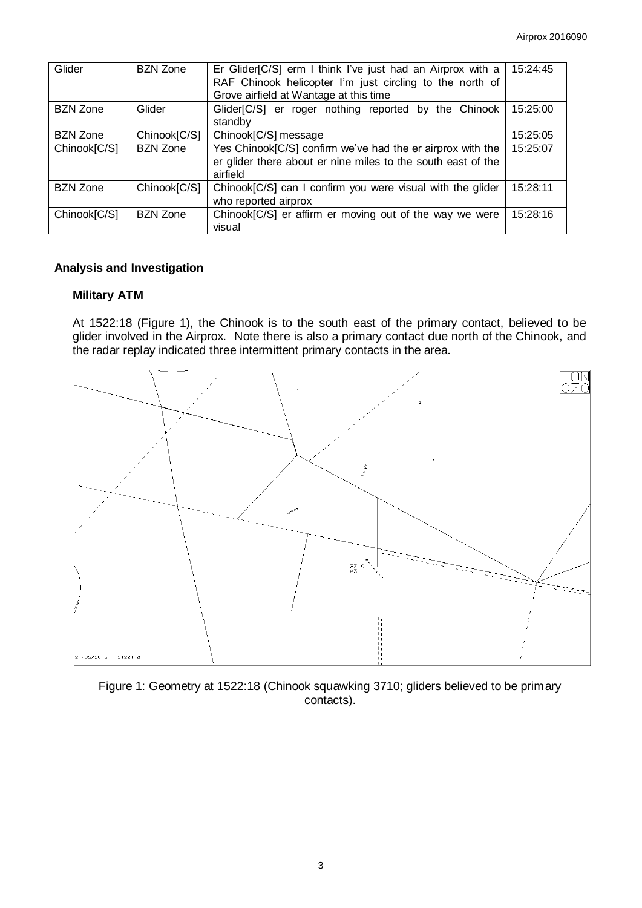| Glider | BZN Zone | Er Glider[C/S] erm I think I've just had an Airprox with a RAF Chinook helicopter I'm just circling to the north of Grove airfield at Wantage at this time | 15:24:45 |
|---|---|---|---|
| BZN Zone | Glider | Glider[C/S] er roger nothing reported by the Chinook standby | 15:25:00 |
| BZN Zone | Chinook[C/S] | Chinook[C/S] message | 15:25:05 |
| Chinook[C/S] | BZN Zone | Yes Chinook[C/S] confirm we've had the er airprox with the er glider there about er nine miles to the south east of the airfield | 15:25:07 |
| BZN Zone | Chinook[C/S] | Chinook[C/S] can I confirm you were visual with the glider who reported airprox | 15:28:11 |
| Chinook[C/S] | BZN Zone | Chinook[C/S] er affirm er moving out of the way we were visual | 15:28:16 |

## Analysis and Investigation

### Military ATM

At 1522:18 (Figure 1), the Chinook is to the south east of the primary contact, believed to be glider involved in the Airprox. Note there is also a primary contact due north of the Chinook, and the radar replay indicated three intermittent primary contacts in the area.

Figure 1: Geometry at 1522:18 (Chinook squawking 3710; gliders believed to be primary contacts).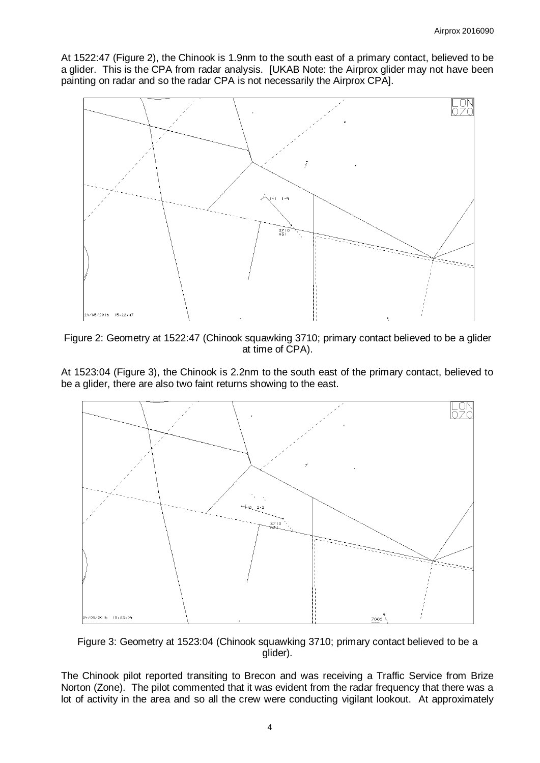At 1522:47 (Figure 2), the Chinook is 1.9nm to the south east of a primary contact, believed to be a glider. This is the CPA from radar analysis. [UKAB Note: the Airprox glider may not have been painting on radar and so the radar CPA is not necessarily the Airprox CPA].

Figure 2: Geometry at 1522:47 (Chinook squawking 3710; primary contact believed to be a glider at time of CPA).

At 1523:04 (Figure 3), the Chinook is 2.2nm to the south east of the primary contact, believed to be a glider, there are also two faint returns showing to the east.

Figure 3: Geometry at 1523:04 (Chinook squawking 3710; primary contact believed to be a glider).

The Chinook pilot reported transiting to Brecon and was receiving a Traffic Service from Brize Norton (Zone). The pilot commented that it was evident from the radar frequency that there was a lot of activity in the area and so all the crew were conducting vigilant lookout. At approximately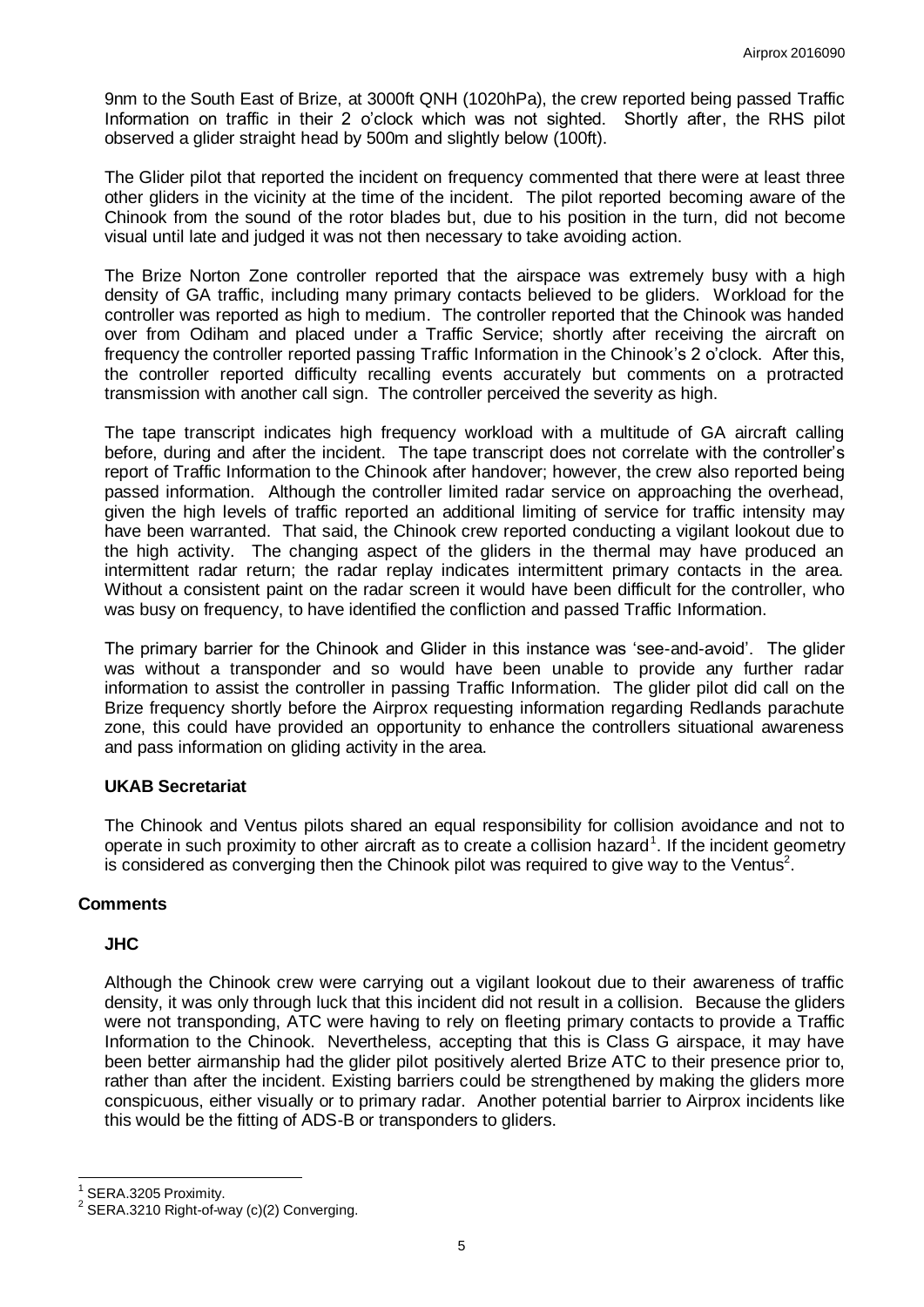9nm to the South East of Brize, at 3000ft QNH (1020hPa), the crew reported being passed Traffic Information on traffic in their 2 o'clock which was not sighted. Shortly after, the RHS pilot observed a glider straight head by 500m and slightly below (100ft).

The Glider pilot that reported the incident on frequency commented that there were at least three other gliders in the vicinity at the time of the incident. The pilot reported becoming aware of the Chinook from the sound of the rotor blades but, due to his position in the turn, did not become visual until late and judged it was not then necessary to take avoiding action.

The Brize Norton Zone controller reported that the airspace was extremely busy with a high density of GA traffic, including many primary contacts believed to be gliders. Workload for the controller was reported as high to medium. The controller reported that the Chinook was handed over from Odiham and placed under a Traffic Service; shortly after receiving the aircraft on frequency the controller reported passing Traffic Information in the Chinook's 2 o'clock. After this, the controller reported difficulty recalling events accurately but comments on a protracted transmission with another call sign. The controller perceived the severity as high.

The tape transcript indicates high frequency workload with a multitude of GA aircraft calling before, during and after the incident. The tape transcript does not correlate with the controller's report of Traffic Information to the Chinook after handover; however, the crew also reported being passed information. Although the controller limited radar service on approaching the overhead, given the high levels of traffic reported an additional limiting of service for traffic intensity may have been warranted. That said, the Chinook crew reported conducting a vigilant lookout due to the high activity. The changing aspect of the gliders in the thermal may have produced an intermittent radar return; the radar replay indicates intermittent primary contacts in the area. Without a consistent paint on the radar screen it would have been difficult for the controller, who was busy on frequency, to have identified the confliction and passed Traffic Information.

The primary barrier for the Chinook and Glider in this instance was 'see-and-avoid'. The glider was without a transponder and so would have been unable to provide any further radar information to assist the controller in passing Traffic Information. The glider pilot did call on the Brize frequency shortly before the Airprox requesting information regarding Redlands parachute zone, this could have provided an opportunity to enhance the controllers situational awareness and pass information on gliding activity in the area.

### UKAB Secretariat

The Chinook and Ventus pilots shared an equal responsibility for collision avoidance and not to operate in such proximity to other aircraft as to create a collision hazard[1]. If the incident geometry is considered as converging then the Chinook pilot was required to give way to the Ventus[2].

## Comments

### JHC

Although the Chinook crew were carrying out a vigilant lookout due to their awareness of traffic density, it was only through luck that this incident did not result in a collision. Because the gliders were not transponding, ATC were having to rely on fleeting primary contacts to provide a Traffic Information to the Chinook. Nevertheless, accepting that this is Class G airspace, it may have been better airmanship had the glider pilot positively alerted Brize ATC to their presence prior to, rather than after the incident. Existing barriers could be strengthened by making the gliders more conspicuous, either visually or to primary radar. Another potential barrier to Airprox incidents like this would be the fitting of ADS-B or transponders to gliders.

---

[1] SERA.3205 Proximity.

[2] SERA.3210 Right-of-way (c)(2) Converging.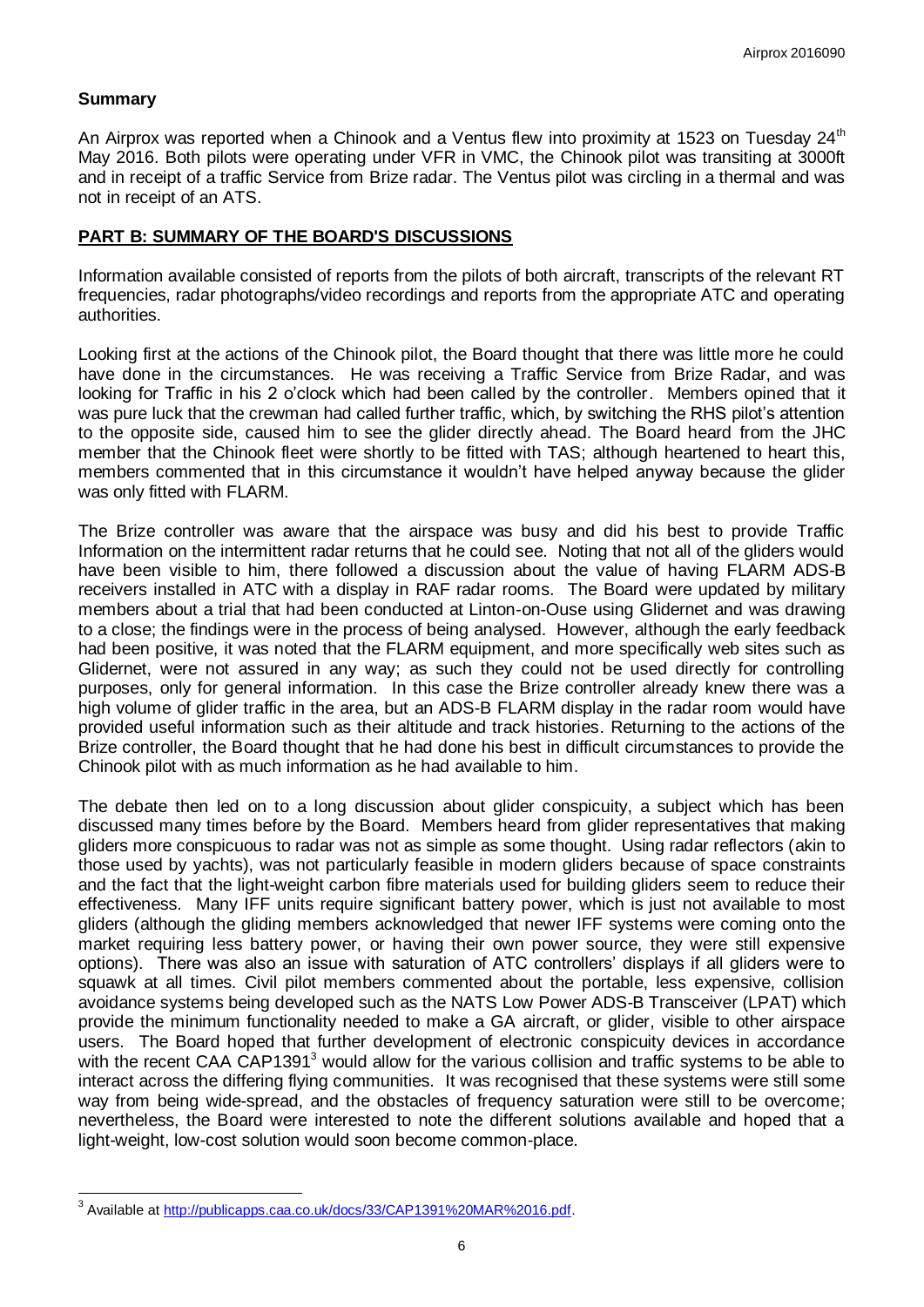## Summary

An Airprox was reported when a Chinook and a Ventus flew into proximity at 1523 on Tuesday 24th May 2016. Both pilots were operating under VFR in VMC, the Chinook pilot was transiting at 3000ft and in receipt of a traffic Service from Brize radar. The Ventus pilot was circling in a thermal and was not in receipt of an ATS.

## PART B: SUMMARY OF THE BOARD'S DISCUSSIONS

Information available consisted of reports from the pilots of both aircraft, transcripts of the relevant RT frequencies, radar photographs/video recordings and reports from the appropriate ATC and operating authorities.

Looking first at the actions of the Chinook pilot, the Board thought that there was little more he could have done in the circumstances. He was receiving a Traffic Service from Brize Radar, and was looking for Traffic in his 2 o'clock which had been called by the controller. Members opined that it was pure luck that the crewman had called further traffic, which, by switching the RHS pilot's attention to the opposite side, caused him to see the glider directly ahead. The Board heard from the JHC member that the Chinook fleet were shortly to be fitted with TAS; although heartened to heart this, members commented that in this circumstance it wouldn't have helped anyway because the glider was only fitted with FLARM.

The Brize controller was aware that the airspace was busy and did his best to provide Traffic Information on the intermittent radar returns that he could see. Noting that not all of the gliders would have been visible to him, there followed a discussion about the value of having FLARM ADS-B receivers installed in ATC with a display in RAF radar rooms. The Board were updated by military members about a trial that had been conducted at Linton-on-Ouse using Glidernet and was drawing to a close; the findings were in the process of being analysed. However, although the early feedback had been positive, it was noted that the FLARM equipment, and more specifically web sites such as Glidernet, were not assured in any way; as such they could not be used directly for controlling purposes, only for general information. In this case the Brize controller already knew there was a high volume of glider traffic in the area, but an ADS-B FLARM display in the radar room would have provided useful information such as their altitude and track histories. Returning to the actions of the Brize controller, the Board thought that he had done his best in difficult circumstances to provide the Chinook pilot with as much information as he had available to him.

The debate then led on to a long discussion about glider conspicuity, a subject which has been discussed many times before by the Board. Members heard from glider representatives that making gliders more conspicuous to radar was not as simple as some thought. Using radar reflectors (akin to those used by yachts), was not particularly feasible in modern gliders because of space constraints and the fact that the light-weight carbon fibre materials used for building gliders seem to reduce their effectiveness. Many IFF units require significant battery power, which is just not available to most gliders (although the gliding members acknowledged that newer IFF systems were coming onto the market requiring less battery power, or having their own power source, they were still expensive options). There was also an issue with saturation of ATC controllers' displays if all gliders were to squawk at all times. Civil pilot members commented about the portable, less expensive, collision avoidance systems being developed such as the NATS Low Power ADS-B Transceiver (LPAT) which provide the minimum functionality needed to make a GA aircraft, or glider, visible to other airspace users. The Board hoped that further development of electronic conspicuity devices in accordance with the recent CAA CAP1391[3] would allow for the various collision and traffic systems to be able to interact across the differing flying communities. It was recognised that these systems were still some way from being wide-spread, and the obstacles of frequency saturation were still to be overcome; nevertheless, the Board were interested to note the different solutions available and hoped that a light-weight, low-cost solution would soon become common-place.

---

[3] Available at http://publicapps.caa.co.uk/docs/33/CAP1391%20MAR%2016.pdf.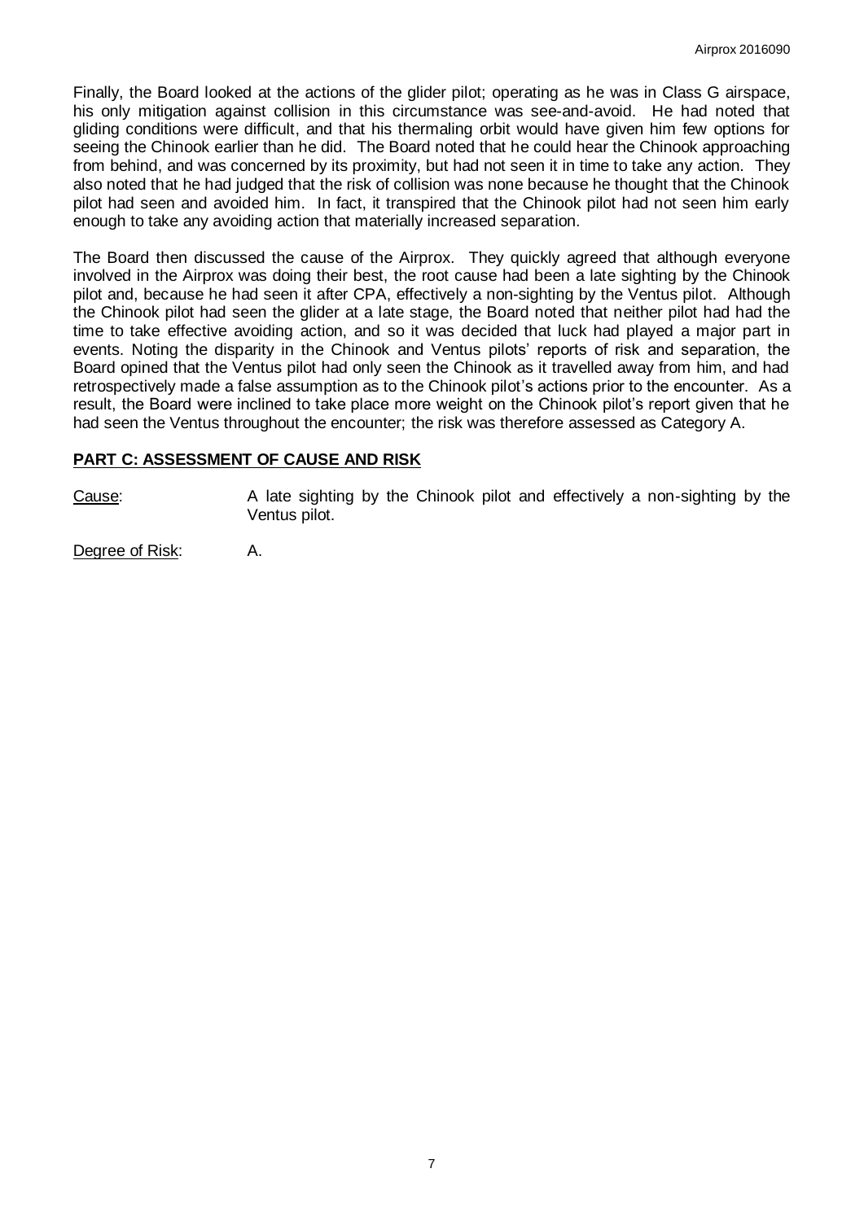Finally, the Board looked at the actions of the glider pilot; operating as he was in Class G airspace, his only mitigation against collision in this circumstance was see-and-avoid. He had noted that gliding conditions were difficult, and that his thermaling orbit would have given him few options for seeing the Chinook earlier than he did. The Board noted that he could hear the Chinook approaching from behind, and was concerned by its proximity, but had not seen it in time to take any action. They also noted that he had judged that the risk of collision was none because he thought that the Chinook pilot had seen and avoided him. In fact, it transpired that the Chinook pilot had not seen him early enough to take any avoiding action that materially increased separation.

The Board then discussed the cause of the Airprox. They quickly agreed that although everyone involved in the Airprox was doing their best, the root cause had been a late sighting by the Chinook pilot and, because he had seen it after CPA, effectively a non-sighting by the Ventus pilot. Although the Chinook pilot had seen the glider at a late stage, the Board noted that neither pilot had had the time to take effective avoiding action, and so it was decided that luck had played a major part in events. Noting the disparity in the Chinook and Ventus pilots' reports of risk and separation, the Board opined that the Ventus pilot had only seen the Chinook as it travelled away from him, and had retrospectively made a false assumption as to the Chinook pilot's actions prior to the encounter. As a result, the Board were inclined to take place more weight on the Chinook pilot's report given that he had seen the Ventus throughout the encounter; the risk was therefore assessed as Category A.

## PART C: ASSESSMENT OF CAUSE AND RISK

Cause: A late sighting by the Chinook pilot and effectively a non-sighting by the Ventus pilot.

Degree of Risk: A.